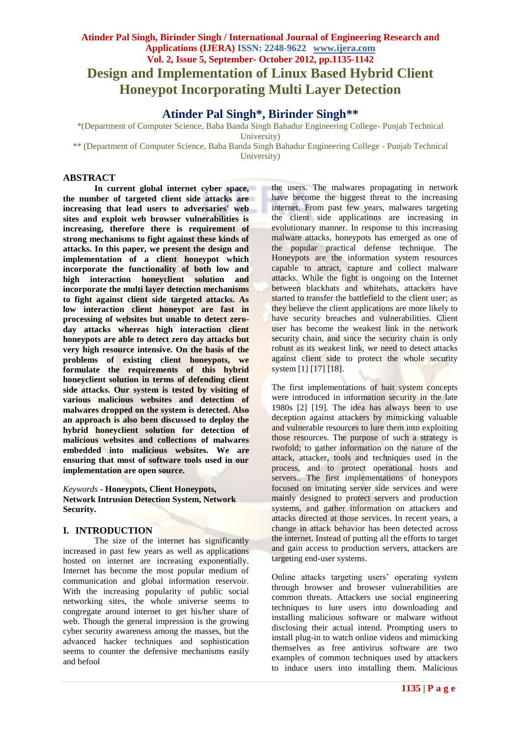# Design and Implementation of Linux Based Hybrid Client Honeypot Incorporating Multi Layer Detection

## Atinder Pal Singh*, Birinder Singh**

*(Department of Computer Science, Baba Banda Singh Bahadur Engineering College- Punjab Technical University)

** (Department of Computer Science, Baba Banda Singh Bahadur Engineering College - Punjab Technical University)

## ABSTRACT

**In current global internet cyber space, the number of targeted client side attacks are increasing that lead users to adversaries' web sites and exploit web browser vulnerabilities is increasing, therefore there is requirement of strong mechanisms to fight against these kinds of attacks. In this paper, we present the design and implementation of a client honeypot which incorporate the functionality of both low and high interaction honeyclient solution and incorporate the multi layer detection mechanisms to fight against client side targeted attacks. As low interaction client honeypot are fast in processing of websites but unable to detect zero-day attacks whereas high interaction client honeypots are able to detect zero day attacks but very high resource intensive. On the basis of the problems of existing client honeypots, we formulate the requirements of this hybrid honeyclient solution in terms of defending client side attacks. Our system is tested by visiting of various malicious websites and detection of malwares dropped on the system is detected. Also an approach is also been discussed to deploy the hybrid honeyclient solution for detection of malicious websites and collections of malwares embedded into malicious websites. We are ensuring that most of software tools used in our implementation are open source.**

*Keywords* - **Honeypots, Client Honeypots, Network Intrusion Detection System, Network Security.**

## I. INTRODUCTION

The size of the internet has significantly increased in past few years as well as applications hosted on internet are increasing exponentially. Internet has become the most popular medium of communication and global information reservoir. With the increasing popularity of public social networking sites, the whole universe seems to congregate around internet to get his/her share of web. Though the general impression is the growing cyber security awareness among the masses, but the advanced hacker techniques and sophistication seems to counter the defensive mechanisms easily and befool the users. The malwares propagating in network have become the biggest threat to the increasing internet. From past few years, malwares targeting the client side applications are increasing in evolutionary manner. In response to this increasing malware attacks, honeypots has emerged as one of the popular practical defense technique. The Honeypots are the information system resources capable to attract, capture and collect malware attacks. While the fight is ongoing on the Internet between blackhats and whitehats, attackers have started to transfer the battlefield to the client user; as they believe the client applications are more likely to have security breaches and vulnerabilities. Client user has become the weakest link in the network security chain, and since the security chain is only robust as its weakest link, we need to detect attacks against client side to protect the whole security system [1] [17] [18].

The first implementations of bait system concepts were introduced in information security in the late 1980s [2] [19]. The idea has always been to use deception against attackers by mimicking valuable and vulnerable resources to lure them into exploiting those resources. The purpose of such a strategy is twofold; to gather information on the nature of the attack, attacker, tools and techniques used in the process, and to protect operational hosts and servers.. The first implementations of honeypots focused on imitating server side services and were mainly designed to protect servers and production systems, and gather information on attackers and attacks directed at those services. In recent years, a change in attack behavior has been detected across the internet. Instead of putting all the efforts to target and gain access to production servers, attackers are targeting end-user systems.

Online attacks targeting users' operating system through browser and browser vulnerabilities are common threats. Attackers use social engineering techniques to lure users into downloading and installing malicious software or malware without disclosing their actual intend. Prompting users to install plug-in to watch online videos and mimicking themselves as free antivirus software are two examples of common techniques used by attackers to induce users into installing them. Malicious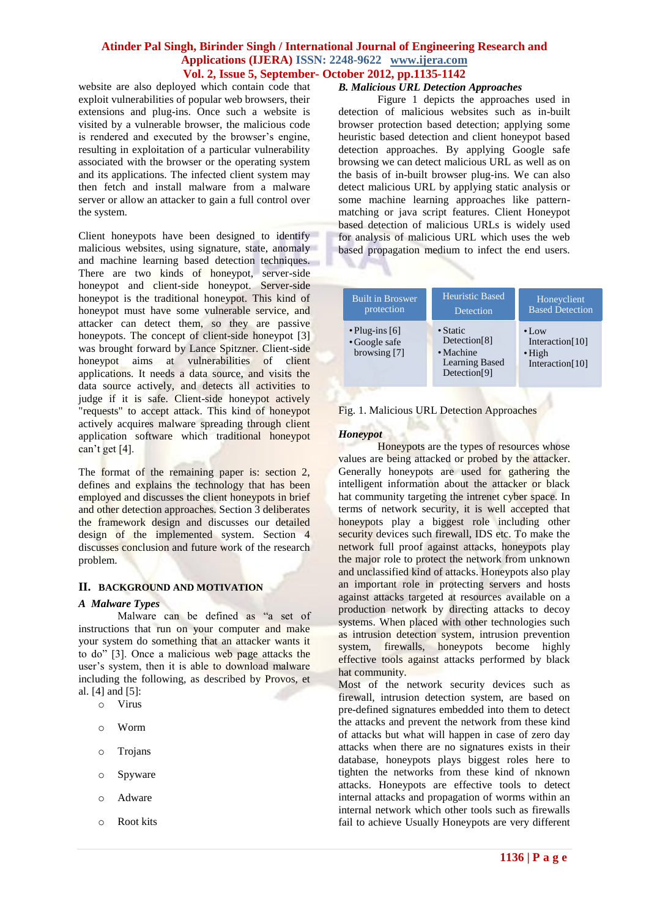website are also deployed which contain code that exploit vulnerabilities of popular web browsers, their extensions and plug-ins. Once such a website is visited by a vulnerable browser, the malicious code is rendered and executed by the browser's engine, resulting in exploitation of a particular vulnerability associated with the browser or the operating system and its applications. The infected client system may then fetch and install malware from a malware server or allow an attacker to gain a full control over the system.

Client honeypots have been designed to identify malicious websites, using signature, state, anomaly and machine learning based detection techniques. There are two kinds of honeypot, server-side honeypot and client-side honeypot. Server-side honeypot is the traditional honeypot. This kind of honeypot must have some vulnerable service, and attacker can detect them, so they are passive honeypots. The concept of client-side honeypot [3] was brought forward by Lance Spitzner. Client-side honeypot aims at vulnerabilities of client applications. It needs a data source, and visits the data source actively, and detects all activities to judge if it is safe. Client-side honeypot actively "requests" to accept attack. This kind of honeypot actively acquires malware spreading through client application software which traditional honeypot can't get [4].

The format of the remaining paper is: section 2, defines and explains the technology that has been employed and discusses the client honeypots in brief and other detection approaches. Section 3 deliberates the framework design and discusses our detailed design of the implemented system. Section 4 discusses conclusion and future work of the research problem.

## II. BACKGROUND AND MOTIVATION

### *A Malware Types*

Malware can be defined as "a set of instructions that run on your computer and make your system do something that an attacker wants it to do" [3]. Once a malicious web page attacks the user's system, then it is able to download malware including the following, as described by Provos, et al. [4] and [5]:

- Virus
- Worm
- Trojans
- Spyware
- Adware
- Root kits

### *B. Malicious URL Detection Approaches*

Figure 1 depicts the approaches used in detection of malicious websites such as in-built browser protection based detection; applying some heuristic based detection and client honeypot based detection approaches. By applying Google safe browsing we can detect malicious URL as well as on the basis of in-built browser plug-ins. We can also detect malicious URL by applying static analysis or some machine learning approaches like pattern-matching or java script features. Client Honeypot based detection of malicious URLs is widely used for analysis of malicious URL which uses the web based propagation medium to infect the end users.

| Built in Browser protection | Heuristic Based Detection | Honeyclient Based Detection |
|---|---|---|
| • Plug-ins [6]<br>• Google safe browsing [7] | • Static Detection[8]<br>• Machine Learning Based Detection[9] | • Low Interaction[10]<br>• High Interaction[10] |

Fig. 1. Malicious URL Detection Approaches

### *Honeypot*

Honeypots are the types of resources whose values are being attacked or probed by the attacker. Generally honeypots are used for gathering the intelligent information about the attacker or black hat community targeting the intrenet cyber space. In terms of network security, it is well accepted that honeypots play a biggest role including other security devices such firewall, IDS etc. To make the network full proof against attacks, honeypots play the major role to protect the network from unknown and unclassified kind of attacks. Honeypots also play an important role in protecting servers and hosts against attacks targeted at resources available on a production network by directing attacks to decoy systems. When placed with other technologies such as intrusion detection system, intrusion prevention system, firewalls, honeypots become highly effective tools against attacks performed by black hat community.

Most of the network security devices such as firewall, intrusion detection system, are based on pre-defined signatures embedded into them to detect the attacks and prevent the network from these kind of attacks but what will happen in case of zero day attacks when there are no signatures exists in their database, honeypots plays biggest roles here to tighten the networks from these kind of nknown attacks. Honeypots are effective tools to detect internal attacks and propagation of worms within an internal network which other tools such as firewalls fail to achieve Usually Honeypots are very different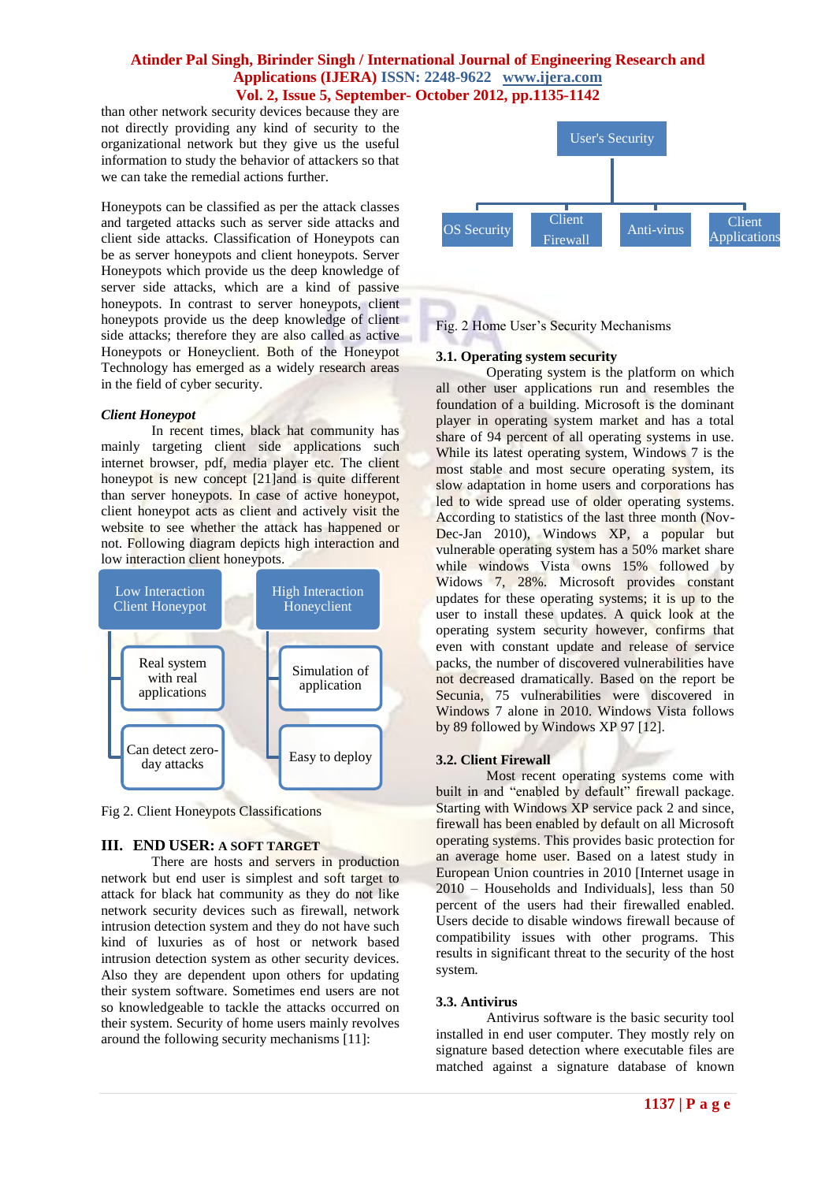than other network security devices because they are not directly providing any kind of security to the organizational network but they give us the useful information to study the behavior of attackers so that we can take the remedial actions further.

Honeypots can be classified as per the attack classes and targeted attacks such as server side attacks and client side attacks. Classification of Honeypots can be as server honeypots and client honeypots. Server Honeypots which provide us the deep knowledge of server side attacks, which are a kind of passive honeypots. In contrast to server honeypots, client honeypots provide us the deep knowledge of client side attacks; therefore they are also called as active Honeypots or Honeyclient. Both of the Honeypot Technology has emerged as a widely research areas in the field of cyber security.

***Client Honeypot***

In recent times, black hat community has mainly targeting client side applications such internet browser, pdf, media player etc. The client honeypot is new concept [21]and is quite different than server honeypots. In case of active honeypot, client honeypot acts as client and actively visit the website to see whether the attack has happened or not. Following diagram depicts high interaction and low interaction client honeypots.

Low Interaction Client Honeypot
- Real system with real applications
- Can detect zero-day attacks

High Interaction Honeyclient
- Simulation of application
- Easy to deploy

Fig 2. Client Honeypots Classifications

## III. END USER: A SOFT TARGET

There are hosts and servers in production network but end user is simplest and soft target to attack for black hat community as they do not like network security devices such as firewall, network intrusion detection system and they do not have such kind of luxuries as of host or network based intrusion detection system as other security devices. Also they are dependent upon others for updating their system software. Sometimes end users are not so knowledgeable to tackle the attacks occurred on their system. Security of home users mainly revolves around the following security mechanisms [11]:

User's Security
- OS Security
- Client Firewall
- Anti-virus
- Client Applications

Fig. 2 Home User's Security Mechanisms

### 3.1. Operating system security

Operating system is the platform on which all other user applications run and resembles the foundation of a building. Microsoft is the dominant player in operating system market and has a total share of 94 percent of all operating systems in use. While its latest operating system, Windows 7 is the most stable and most secure operating system, its slow adaptation in home users and corporations has led to wide spread use of older operating systems. According to statistics of the last three month (Nov-Dec-Jan 2010), Windows XP, a popular but vulnerable operating system has a 50% market share while windows Vista owns 15% followed by Widows 7, 28%. Microsoft provides constant updates for these operating systems; it is up to the user to install these updates. A quick look at the operating system security however, confirms that even with constant update and release of service packs, the number of discovered vulnerabilities have not decreased dramatically. Based on the report be Secunia, 75 vulnerabilities were discovered in Windows 7 alone in 2010. Windows Vista follows by 89 followed by Windows XP 97 [12].

### 3.2. Client Firewall

Most recent operating systems come with built in and "enabled by default" firewall package. Starting with Windows XP service pack 2 and since, firewall has been enabled by default on all Microsoft operating systems. This provides basic protection for an average home user. Based on a latest study in European Union countries in 2010 [Internet usage in 2010 – Households and Individuals], less than 50 percent of the users had their firewalled enabled. Users decide to disable windows firewall because of compatibility issues with other programs. This results in significant threat to the security of the host system.

### 3.3. Antivirus

Antivirus software is the basic security tool installed in end user computer. They mostly rely on signature based detection where executable files are matched against a signature database of known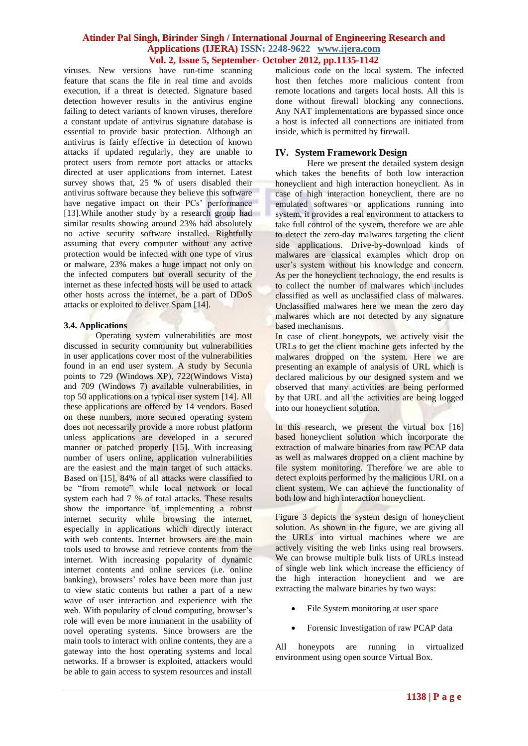viruses. New versions have run-time scanning feature that scans the file in real time and avoids execution, if a threat is detected. Signature based detection however results in the antivirus engine failing to detect variants of known viruses, therefore a constant update of antivirus signature database is essential to provide basic protection. Although an antivirus is fairly effective in detection of known attacks if updated regularly, they are unable to protect users from remote port attacks or attacks directed at user applications from internet. Latest survey shows that, 25 % of users disabled their antivirus software because they believe this software have negative impact on their PCs' performance [13].While another study by a research group had similar results showing around 23% had absolutely no active security software installed. Rightfully assuming that every computer without any active protection would be infected with one type of virus or malware, 23% makes a huge impact not only on the infected computers but overall security of the internet as these infected hosts will be used to attack other hosts across the internet, be a part of DDoS attacks or exploited to deliver Spam [14].

### 3.4. Applications

Operating system vulnerabilities are most discussed in security community but vulnerabilities in user applications cover most of the vulnerabilities found in an end user system. A study by Secunia points to 729 (Windows XP), 722(Windows Vista) and 709 (Windows 7) available vulnerabilities, in top 50 applications on a typical user system [14]. All these applications are offered by 14 vendors. Based on these numbers, more secured operating system does not necessarily provide a more robust platform unless applications are developed in a secured manner or patched properly [15]. With increasing number of users online, application vulnerabilities are the easiest and the main target of such attacks. Based on [15], 84% of all attacks were classified to be "from remote" while local network or local system each had 7 % of total attacks. These results show the importance of implementing a robust internet security while browsing the internet, especially in applications which directly interact with web contents. Internet browsers are the main tools used to browse and retrieve contents from the internet. With increasing popularity of dynamic internet contents and online services (i.e. online banking), browsers' roles have been more than just to view static contents but rather a part of a new wave of user interaction and experience with the web. With popularity of cloud computing, browser's role will even be more immanent in the usability of novel operating systems. Since browsers are the main tools to interact with online contents, they are a gateway into the host operating systems and local networks. If a browser is exploited, attackers would be able to gain access to system resources and install malicious code on the local system. The infected host then fetches more malicious content from remote locations and targets local hosts. All this is done without firewall blocking any connections. Any NAT implementations are bypassed since once a host is infected all connections are initiated from inside, which is permitted by firewall.

## IV. System Framework Design

Here we present the detailed system design which takes the benefits of both low interaction honeyclient and high interaction honeyclient. As in case of high interaction honeyclient, there are no emulated softwares or applications running into system, it provides a real environment to attackers to take full control of the system, therefore we are able to detect the zero-day malwares targeting the client side applications. Drive-by-download kinds of malwares are classical examples which drop on user's system without his knowledge and concern. As per the honeyclient technology, the end results is to collect the number of malwares which includes classified as well as unclassified class of malwares. Unclassified malwares here we mean the zero day malwares which are not detected by any signature based mechanisms.

In case of client honeypots, we actively visit the URLs to get the client machine gets infected by the malwares dropped on the system. Here we are presenting an example of analysis of URL which is declared malicious by our designed system and we observed that many activities are being performed by that URL and all the activities are being logged into our honeyclient solution.

In this research, we present the virtual box [16] based honeyclient solution which incorporate the extraction of malware binaries from raw PCAP data as well as malwares dropped on a client machine by file system monitoring. Therefore we are able to detect exploits performed by the malicious URL on a client system. We can achieve the functionality of both low and high interaction honeyclient.

Figure 3 depicts the system design of honeyclient solution. As shown in the figure, we are giving all the URLs into virtual machines where we are actively visiting the web links using real browsers. We can browse multiple bulk lists of URLs instead of single web link which increase the efficiency of the high interaction honeyclient and we are extracting the malware binaries by two ways:

- File System monitoring at user space
- Forensic Investigation of raw PCAP data

All honeypots are running in virtualized environment using open source Virtual Box.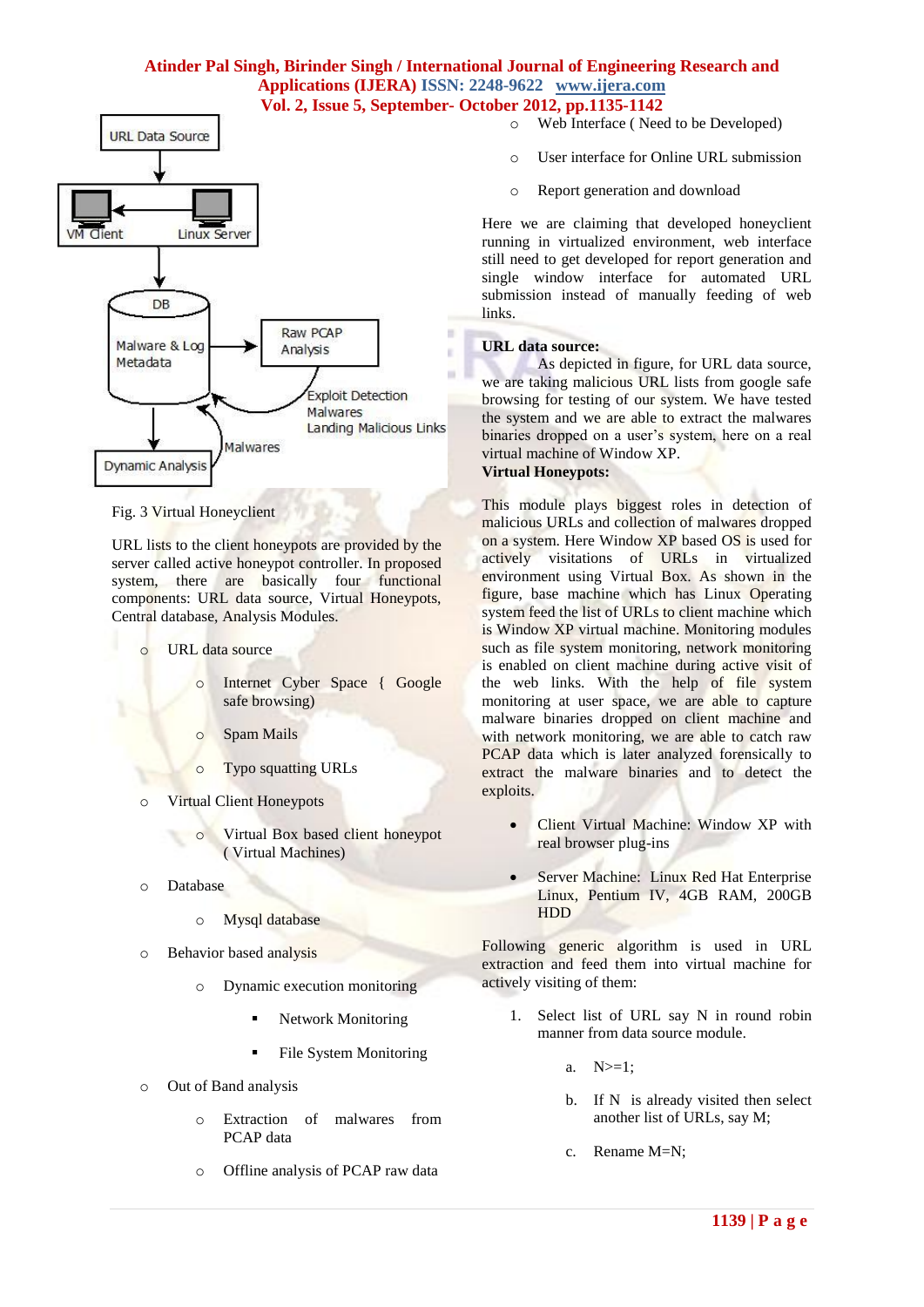URL Data Source

VM Client

Linux Server

DB

Malware & Log Metadata

Raw PCAP Analysis

Exploit Detection

Malwares

Landing Malicious Links

Malwares

Dynamic Analysis

Fig. 3 Virtual Honeyclient

URL lists to the client honeypots are provided by the server called active honeypot controller. In proposed system, there are basically four functional components: URL data source, Virtual Honeypots, Central database, Analysis Modules.

- URL data source
  - Internet Cyber Space { Google safe browsing)
  - Spam Mails
  - Typo squatting URLs
- Virtual Client Honeypots
  - Virtual Box based client honeypot ( Virtual Machines)
- Database
  - Mysql database
- Behavior based analysis
  - Dynamic execution monitoring
    - Network Monitoring
    - File System Monitoring
- Out of Band analysis
  - Extraction of malwares from PCAP data
  - Offline analysis of PCAP raw data
- Web Interface ( Need to be Developed)
  - User interface for Online URL submission
  - Report generation and download

Here we are claiming that developed honeyclient running in virtualized environment, web interface still need to get developed for report generation and single window interface for automated URL submission instead of manually feeding of web links.

**URL data source:**

As depicted in figure, for URL data source, we are taking malicious URL lists from google safe browsing for testing of our system. We have tested the system and we are able to extract the malwares binaries dropped on a user's system, here on a real virtual machine of Window XP.

**Virtual Honeypots:**

This module plays biggest roles in detection of malicious URLs and collection of malwares dropped on a system. Here Window XP based OS is used for actively visitations of URLs in virtualized environment using Virtual Box. As shown in the figure, base machine which has Linux Operating system feed the list of URLs to client machine which is Window XP virtual machine. Monitoring modules such as file system monitoring, network monitoring is enabled on client machine during active visit of the web links. With the help of file system monitoring at user space, we are able to capture malware binaries dropped on client machine and with network monitoring, we are able to catch raw PCAP data which is later analyzed forensically to extract the malware binaries and to detect the exploits.

- Client Virtual Machine: Window XP with real browser plug-ins
- Server Machine: Linux Red Hat Enterprise Linux, Pentium IV, 4GB RAM, 200GB HDD

Following generic algorithm is used in URL extraction and feed them into virtual machine for actively visiting of them:

1. Select list of URL say N in round robin manner from data source module.
   a. N>=1;
   b. If N is already visited then select another list of URLs, say M;
   c. Rename M=N;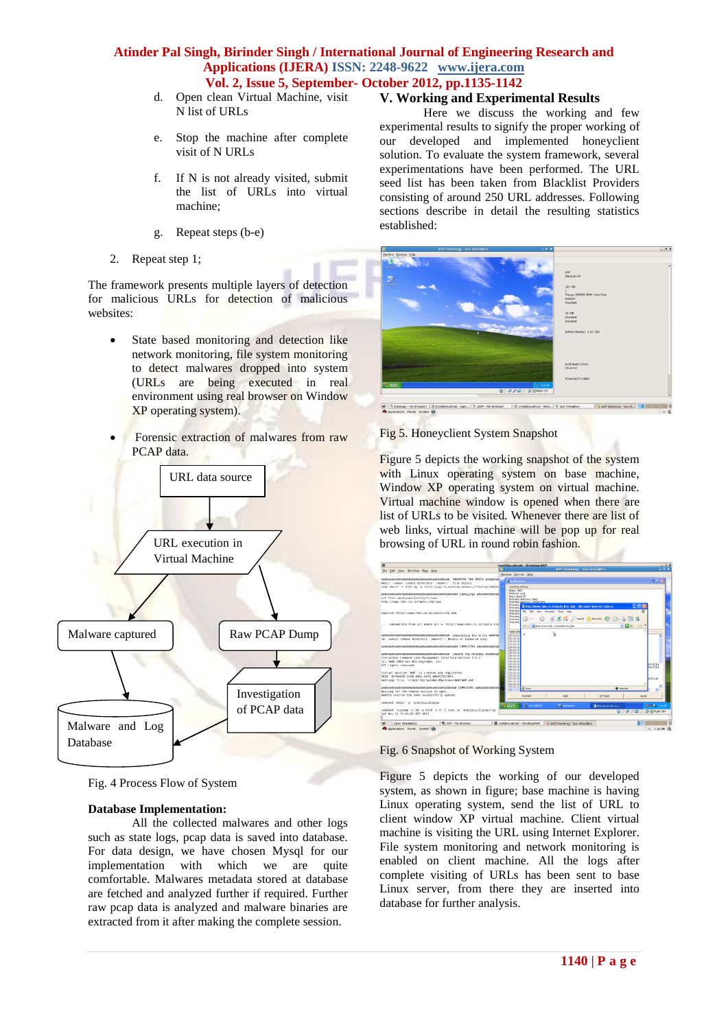d. Open clean Virtual Machine, visit N list of URLs

e. Stop the machine after complete visit of N URLs

f. If N is not already visited, submit the list of URLs into virtual machine;

g. Repeat steps (b-e)

2. Repeat step 1;

The framework presents multiple layers of detection for malicious URLs for detection of malicious websites:

- State based monitoring and detection like network monitoring, file system monitoring to detect malwares dropped into system (URLs are being executed in real environment using real browser on Window XP operating system).
- Forensic extraction of malwares from raw PCAP data.

URL data source

URL execution in Virtual Machine

Malware captured

Raw PCAP Dump

Investigation of PCAP data

Malware and Log Database

Fig. 4 Process Flow of System

**Database Implementation:**

All the collected malwares and other logs such as state logs, pcap data is saved into database. For data design, we have chosen Mysql for our implementation with which we are quite comfortable. Malwares metadata stored at database are fetched and analyzed further if required. Further raw pcap data is analyzed and malware binaries are extracted from it after making the complete session.

## V. Working and Experimental Results

Here we discuss the working and few experimental results to signify the proper working of our developed and implemented honeyclient solution. To evaluate the system framework, several experimentations have been performed. The URL seed list has been taken from Blacklist Providers consisting of around 250 URL addresses. Following sections describe in detail the resulting statistics established:

Fig 5. Honeyclient System Snapshot

Figure 5 depicts the working snapshot of the system with Linux operating system on base machine, Window XP operating system on virtual machine. Virtual machine window is opened when there are list of URLs to be visited. Whenever there are list of web links, virtual machine will be pop up for real browsing of URL in round robin fashion.

Fig. 6 Snapshot of Working System

Figure 5 depicts the working of our developed system, as shown in figure; base machine is having Linux operating system, send the list of URL to client window XP virtual machine. Client virtual machine is visiting the URL using Internet Explorer. File system monitoring and network monitoring is enabled on client machine. All the logs after complete visiting of URLs has been sent to base Linux server, from there they are inserted into database for further analysis.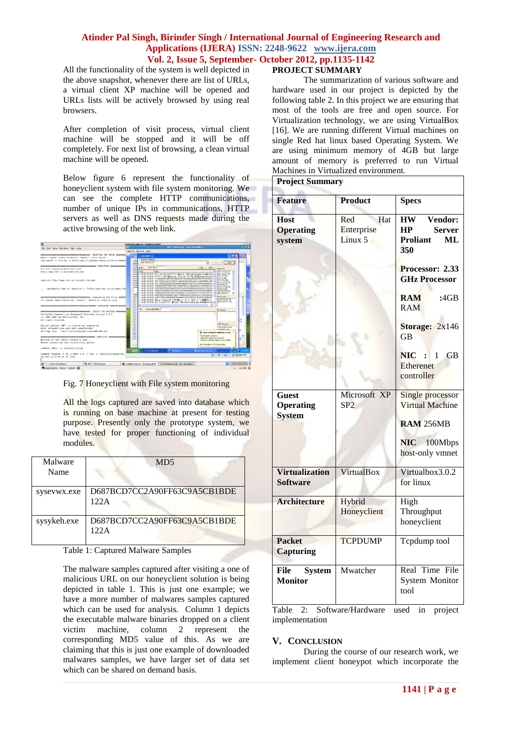All the functionality of the system is well depicted in the above snapshot, whenever there are list of URLs, a virtual client XP machine will be opened and URLs lists will be actively browsed by using real browsers.

After completion of visit process, virtual client machine will be stopped and it will be off completely. For next list of browsing, a clean virtual machine will be opened.

Below figure 6 represent the functionality of honeyclient system with file system monitoring. We can see the complete HTTP communications, number of unique IPs in communications, HTTP servers as well as DNS requests made during the active browsing of the web link.

Fig. 7 Honeyclient with File system monitoring

All the logs captured are saved into database which is running on base machine at present for testing purpose. Presently only the prototype system, we have tested for proper functioning of individual modules.

| Malware Name | MD5 |
|---|---|
| sysevwx.exe | D687BCD7CC2A90FF63C9A5CB1BDE122A |
| sysykeh.exe | D687BCD7CC2A90FF63C9A5CB1BDE122A |

Table 1: Captured Malware Samples

The malware samples captured after visiting a one of malicious URL on our honeyclient solution is being depicted in table 1. This is just one example; we have a more number of malwares samples captured which can be used for analysis. Column 1 depicts the executable malware binaries dropped on a client victim machine, column 2 represent the corresponding MD5 value of this. As we are claiming that this is just one example of downloaded malwares samples, we have larger set of data set which can be shared on demand basis.

**PROJECT SUMMARY**

The summarization of various software and hardware used in our project is depicted by the following table 2. In this project we are ensuring that most of the tools are free and open source. For Virtualization technology, we are using VirtualBox [16]. We are running different Virtual machines on single Red hat linux based Operating System. We are using minimum memory of 4GB but large amount of memory is preferred to run Virtual Machines in Virtualized environment.

| **Project Summary** | | |
|---|---|---|
| **Feature** | **Product** | **Specs** |
| **Host Operating system** | Red Hat Enterprise Linux 5 | **HW Vendor: HP Server Proliant ML 350**<br><br>**Processor: 2.33 GHz Processor**<br><br>**RAM** :4GB RAM<br><br>**Storage:** 2x146 GB<br><br>**NIC :** 1 GB Etherenet controller |
| **Guest Operating System** | Microsoft XP SP2 | Single processor Virtual Machine<br><br>**RAM** 256MB<br><br>**NIC** 100Mbps host-only vmnet |
| **Virtualization Software** | VirtualBox | Virtualbox3.0.2 for linux |
| **Architecture** | Hybrid Honeyclient | High Throughput honeyclient |
| **Packet Capturing** | TCPDUMP | Tcpdump tool |
| **File System Monitor** | Mwatcher | Real Time File System Monitor tool |

Table 2: Software/Hardware used in project implementation

## V. Conclusion

During the course of our research work, we implement client honeypot which incorporate the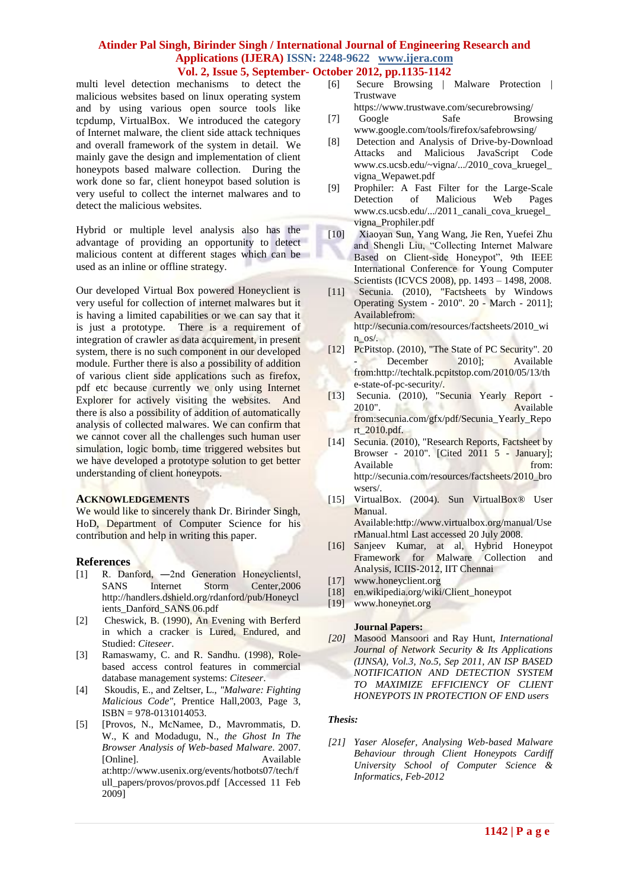multi level detection mechanisms to detect the malicious websites based on linux operating system and by using various open source tools like tcpdump, VirtualBox. We introduced the category of Internet malware, the client side attack techniques and overall framework of the system in detail. We mainly gave the design and implementation of client honeypots based malware collection. During the work done so far, client honeypot based solution is very useful to collect the internet malwares and to detect the malicious websites.

Hybrid or multiple level analysis also has the advantage of providing an opportunity to detect malicious content at different stages which can be used as an inline or offline strategy.

Our developed Virtual Box powered Honeyclient is very useful for collection of internet malwares but it is having a limited capabilities or we can say that it is just a prototype. There is a requirement of integration of crawler as data acquirement, in present system, there is no such component in our developed module. Further there is also a possibility of addition of various client side applications such as firefox, pdf etc because currently we only using Internet Explorer for actively visiting the websites. And there is also a possibility of addition of automatically analysis of collected malwares. We can confirm that we cannot cover all the challenges such human user simulation, logic bomb, time triggered websites but we have developed a prototype solution to get better understanding of client honeypots.

## ACKNOWLEDGEMENTS

We would like to sincerely thank Dr. Birinder Singh, HoD, Department of Computer Science for his contribution and help in writing this paper.

## References

[1] R. Danford, ―2nd Generation Honeyclients‖, SANS Internet Storm Center,2006 http://handlers.dshield.org/rdanford/pub/Honeyclients_Danford_SANS 06.pdf

[2] Cheswick, B. (1990), An Evening with Berferd in which a cracker is Lured, Endured, and Studied: *Citeseer*.

[3] Ramaswamy, C. and R. Sandhu. (1998), Role-based access control features in commercial database management systems: *Citeseer*.

[4] Skoudis, E., and Zeltser, L., *"Malware: Fighting Malicious Code"*, Prentice Hall,2003, Page 3, ISBN = 978-0131014053.

[5] [Provos, N., McNamee, D., Mavrommatis, D. W., K and Modadugu, N., *the Ghost In The Browser Analysis of Web-based Malware*. 2007. [Online]. Available at:http://www.usenix.org/events/hotbots07/tech/full_papers/provos/provos.pdf [Accessed 11 Feb 2009]

[6] Secure Browsing | Malware Protection | Trustwave https://www.trustwave.com/securebrowsing/

[7] Google Safe Browsing www.google.com/tools/firefox/safebrowsing/

[8] Detection and Analysis of Drive-by-Download Attacks and Malicious JavaScript Code www.cs.ucsb.edu/~vigna/.../2010_cova_kruegel_vigna_Wepawet.pdf

[9] Prophiler: A Fast Filter for the Large-Scale Detection of Malicious Web Pages www.cs.ucsb.edu/.../2011_canali_cova_kruegel_vigna_Prophiler.pdf

[10] Xiaoyan Sun, Yang Wang, Jie Ren, Yuefei Zhu and Shengli Liu, "Collecting Internet Malware Based on Client-side Honeypot", 9th IEEE International Conference for Young Computer Scientists (ICVCS 2008), pp. 1493 – 1498, 2008.

[11] Secunia. (2010), "Factsheets by Windows Operating System - 2010". 20 - March - 2011]; Availablefrom: http://secunia.com/resources/factsheets/2010_win_os/.

[12] PcPitstop. (2010), "The State of PC Security". 20 - December 2010]; Available from:http://techtalk.pcpitstop.com/2010/05/13/the-state-of-pc-security/.

[13] Secunia. (2010), "Secunia Yearly Report - 2010". Available from:secunia.com/gfx/pdf/Secunia_Yearly_Report_2010.pdf.

[14] Secunia. (2010), "Research Reports, Factsheet by Browser - 2010". [Cited 2011 5 - January]; Available from: http://secunia.com/resources/factsheets/2010_browsers/.

[15] VirtualBox. (2004). Sun VirtualBox® User Manual. Available:http://www.virtualbox.org/manual/UserManual.html Last accessed 20 July 2008.

[16] Sanjeev Kumar, at al, Hybrid Honeypot Framework for Malware Collection and Analysis, ICIIS-2012, IIT Chennai

[17] www.honeyclient.org

[18] en.wikipedia.org/wiki/Client_honeypot

[19] www.honeynet.org

**Journal Papers:**

*[20]* Masood Mansoori and Ray Hunt, *International Journal of Network Security & Its Applications (IJNSA), Vol.3, No.5, Sep 2011, AN ISP BASED NOTIFICATION AND DETECTION SYSTEM TO MAXIMIZE EFFICIENCY OF CLIENT HONEYPOTS IN PROTECTION OF END users*

***Thesis:***

*[21] Yaser Alosefer, Analysing Web-based Malware Behaviour through Client Honeypots Cardiff University School of Computer Science & Informatics, Feb-2012*